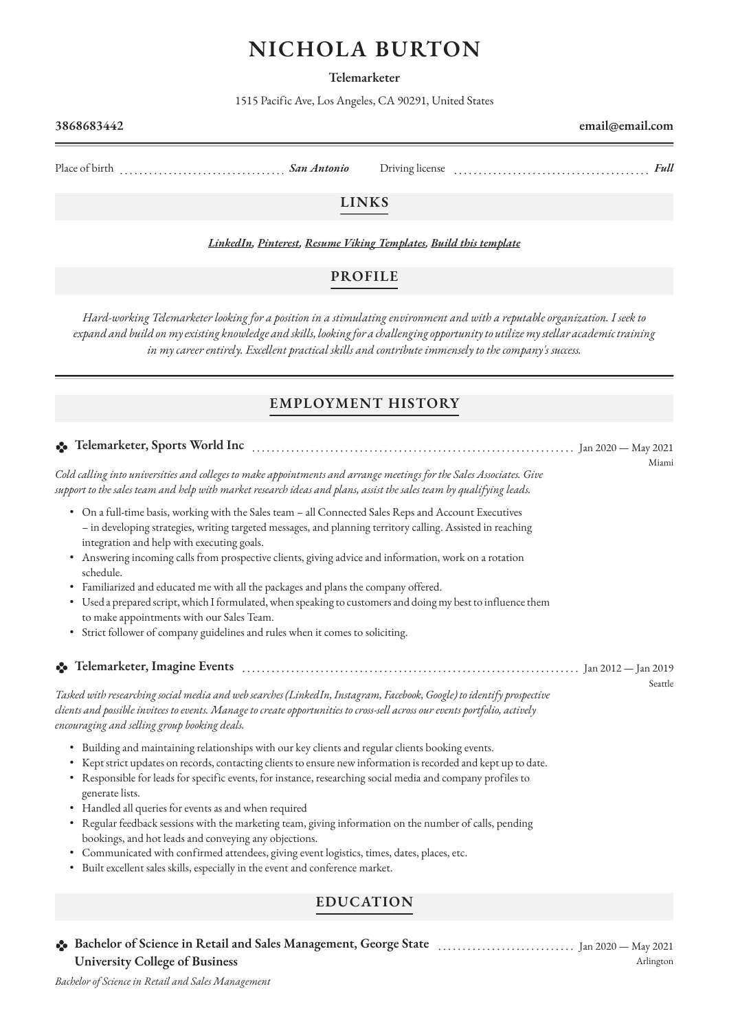# NICHOLA BURTON

**Telemarketer**

1515 Pacific Ave, Los Angeles, CA 90291, United States

**3868683442** | **email@email.com**

Place of birth: *San Antonio* | Driving license: *Full*

## LINKS

*[LinkedIn](), [Pinterest](), [Resume Viking Templates](), [Build this template]()*

## PROFILE

*Hard-working Telemarketer looking for a position in a stimulating environment and with a reputable organization. I seek to expand and build on my existing knowledge and skills, looking for a challenging opportunity to utilize my stellar academic training in my career entirely. Excellent practical skills and contribute immensely to the company's success.*

## EMPLOYMENT HISTORY

### Telemarketer, Sports World Inc

Jan 2020 — May 2021
Miami

*Cold calling into universities and colleges to make appointments and arrange meetings for the Sales Associates. Give support to the sales team and help with market research ideas and plans, assist the sales team by qualifying leads.*

- On a full-time basis, working with the Sales team – all Connected Sales Reps and Account Executives – in developing strategies, writing targeted messages, and planning territory calling. Assisted in reaching integration and help with executing goals.
- Answering incoming calls from prospective clients, giving advice and information, work on a rotation schedule.
- Familiarized and educated me with all the packages and plans the company offered.
- Used a prepared script, which I formulated, when speaking to customers and doing my best to influence them to make appointments with our Sales Team.
- Strict follower of company guidelines and rules when it comes to soliciting.

### Telemarketer, Imagine Events

Jan 2012 — Jan 2019
Seattle

*Tasked with researching social media and web searches (LinkedIn, Instagram, Facebook, Google) to identify prospective clients and possible invitees to events. Manage to create opportunities to cross-sell across our events portfolio, actively encouraging and selling group booking deals.*

- Building and maintaining relationships with our key clients and regular clients booking events.
- Kept strict updates on records, contacting clients to ensure new information is recorded and kept up to date.
- Responsible for leads for specific events, for instance, researching social media and company profiles to generate lists.
- Handled all queries for events as and when required
- Regular feedback sessions with the marketing team, giving information on the number of calls, pending bookings, and hot leads and conveying any objections.
- Communicated with confirmed attendees, giving event logistics, times, dates, places, etc.
- Built excellent sales skills, especially in the event and conference market.

## EDUCATION

### Bachelor of Science in Retail and Sales Management, George State University College of Business

Jan 2020 — May 2021
Arlington

*Bachelor of Science in Retail and Sales Management*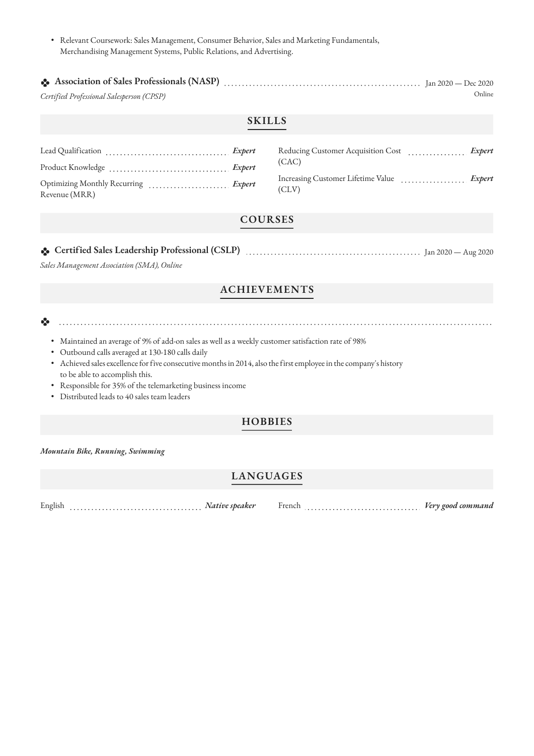- Relevant Coursework: Sales Management, Consumer Behavior, Sales and Marketing Fundamentals, Merchandising Management Systems, Public Relations, and Advertising.

### Association of Sales Professionals (NASP) — Jan 2020 — Dec 2020

*Certified Professional Salesperson (CPSP)* — Online

## SKILLS

- Lead Qualification — *Expert*
- Product Knowledge — *Expert*
- Optimizing Monthly Recurring Revenue (MRR) — *Expert*
- Reducing Customer Acquisition Cost (CAC) — *Expert*
- Increasing Customer Lifetime Value (CLV) — *Expert*

## COURSES

### Certified Sales Leadership Professional (CSLP) — Jan 2020 — Aug 2020

*Sales Management Association (SMA), Online*

## ACHIEVEMENTS

- Maintained an average of 9% of add-on sales as well as a weekly customer satisfaction rate of 98%
- Outbound calls averaged at 130-180 calls daily
- Achieved sales excellence for five consecutive months in 2014, also the first employee in the company's history to be able to accomplish this.
- Responsible for 35% of the telemarketing business income
- Distributed leads to 40 sales team leaders

## HOBBIES

***Mountain Bike, Running, Swimming***

## LANGUAGES

- English — *Native speaker*
- French — *Very good command*